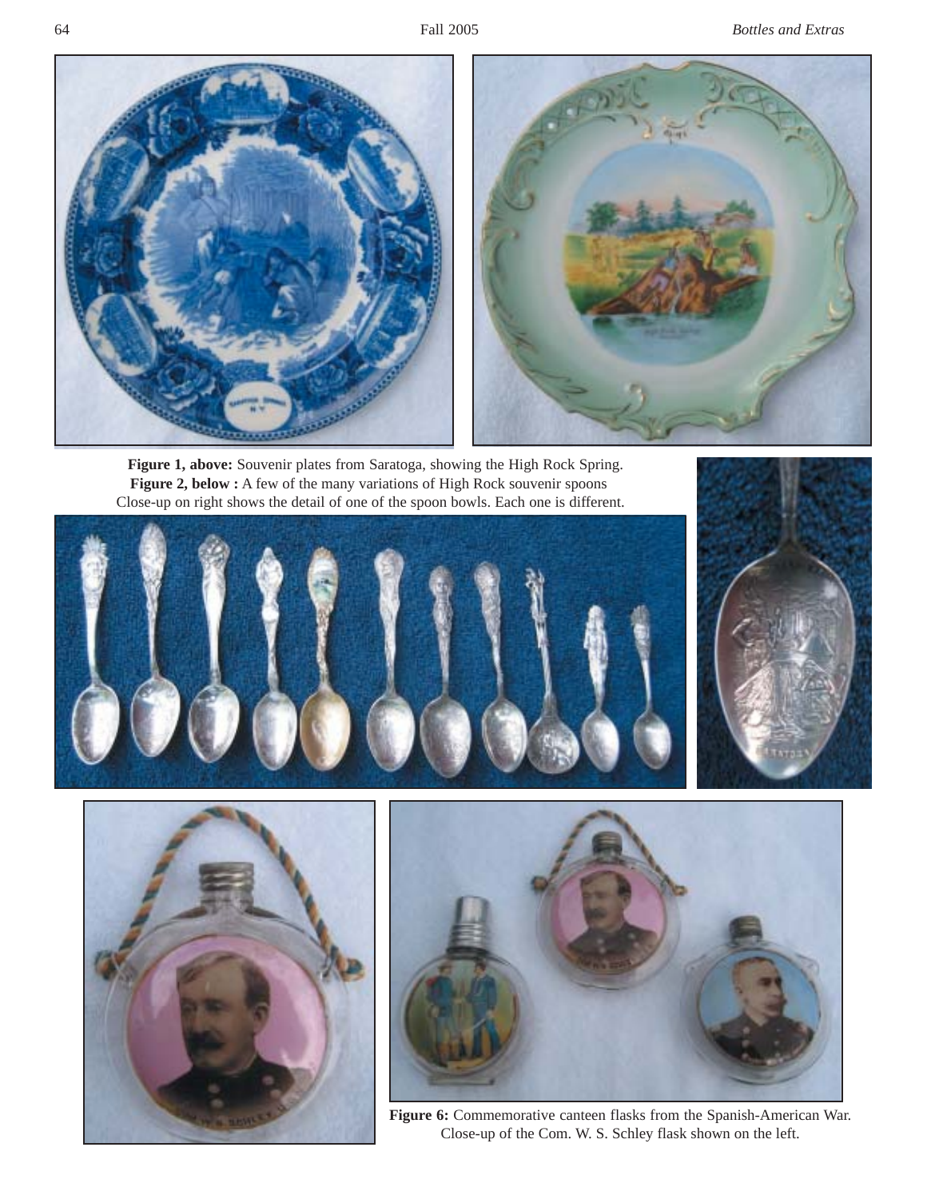**Figure 1, above:** Souvenir plates from Saratoga, showing the High Rock Spring.

**Figure 2, below :** A few of the many variations of High Rock souvenir spoons Close-up on right shows the detail of one of the spoon bowls. Each one is different.

**Figure 6:** Commemorative canteen flasks from the Spanish-American War. Close-up of the Com. W. S. Schley flask shown on the left.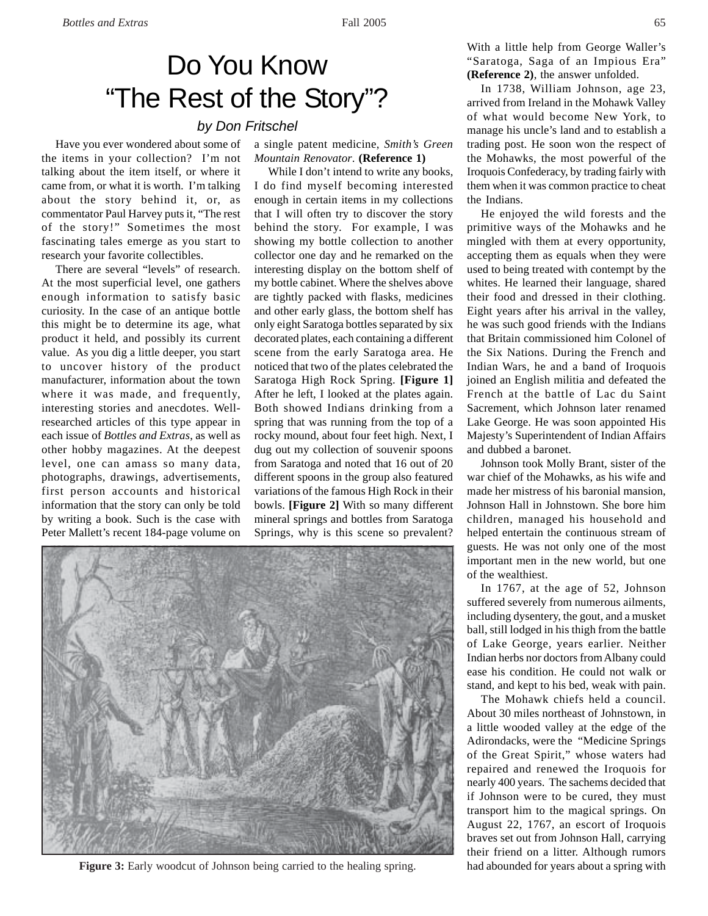# Do You Know "The Rest of the Story"?

*by Don Fritschel*

Have you ever wondered about some of the items in your collection? I'm not talking about the item itself, or where it came from, or what it is worth. I'm talking about the story behind it, or, as commentator Paul Harvey puts it, "The rest of the story!" Sometimes the most fascinating tales emerge as you start to research your favorite collectibles.

There are several "levels" of research. At the most superficial level, one gathers enough information to satisfy basic curiosity. In the case of an antique bottle this might be to determine its age, what product it held, and possibly its current value. As you dig a little deeper, you start to uncover history of the product manufacturer, information about the town where it was made, and frequently, interesting stories and anecdotes. Well-researched articles of this type appear in each issue of *Bottles and Extras*, as well as other hobby magazines. At the deepest level, one can amass so many data, photographs, drawings, advertisements, first person accounts and historical information that the story can only be told by writing a book. Such is the case with Peter Mallett's recent 184-page volume on a single patent medicine, *Smith's Green Mountain Renovator*. **(Reference 1)**

While I don't intend to write any books, I do find myself becoming interested enough in certain items in my collections that I will often try to discover the story behind the story. For example, I was showing my bottle collection to another collector one day and he remarked on the interesting display on the bottom shelf of my bottle cabinet. Where the shelves above are tightly packed with flasks, medicines and other early glass, the bottom shelf has only eight Saratoga bottles separated by six decorated plates, each containing a different scene from the early Saratoga area. He noticed that two of the plates celebrated the Saratoga High Rock Spring. **[Figure 1]** After he left, I looked at the plates again. Both showed Indians drinking from a spring that was running from the top of a rocky mound, about four feet high. Next, I dug out my collection of souvenir spoons from Saratoga and noted that 16 out of 20 different spoons in the group also featured variations of the famous High Rock in their bowls. **[Figure 2]** With so many different mineral springs and bottles from Saratoga Springs, why is this scene so prevalent?

**Figure 3:** Early woodcut of Johnson being carried to the healing spring.

With a little help from George Waller's "Saratoga, Saga of an Impious Era" **(Reference 2)**, the answer unfolded.

In 1738, William Johnson, age 23, arrived from Ireland in the Mohawk Valley of what would become New York, to manage his uncle's land and to establish a trading post. He soon won the respect of the Mohawks, the most powerful of the Iroquois Confederacy, by trading fairly with them when it was common practice to cheat the Indians.

He enjoyed the wild forests and the primitive ways of the Mohawks and he mingled with them at every opportunity, accepting them as equals when they were used to being treated with contempt by the whites. He learned their language, shared their food and dressed in their clothing. Eight years after his arrival in the valley, he was such good friends with the Indians that Britain commissioned him Colonel of the Six Nations. During the French and Indian Wars, he and a band of Iroquois joined an English militia and defeated the French at the battle of Lac du Saint Sacrement, which Johnson later renamed Lake George. He was soon appointed His Majesty's Superintendent of Indian Affairs and dubbed a baronet.

Johnson took Molly Brant, sister of the war chief of the Mohawks, as his wife and made her mistress of his baronial mansion, Johnson Hall in Johnstown. She bore him children, managed his household and helped entertain the continuous stream of guests. He was not only one of the most important men in the new world, but one of the wealthiest.

In 1767, at the age of 52, Johnson suffered severely from numerous ailments, including dysentery, the gout, and a musket ball, still lodged in his thigh from the battle of Lake George, years earlier. Neither Indian herbs nor doctors from Albany could ease his condition. He could not walk or stand, and kept to his bed, weak with pain.

The Mohawk chiefs held a council. About 30 miles northeast of Johnstown, in a little wooded valley at the edge of the Adirondacks, were the "Medicine Springs of the Great Spirit," whose waters had repaired and renewed the Iroquois for nearly 400 years. The sachems decided that if Johnson were to be cured, they must transport him to the magical springs. On August 22, 1767, an escort of Iroquois braves set out from Johnson Hall, carrying their friend on a litter. Although rumors had abounded for years about a spring with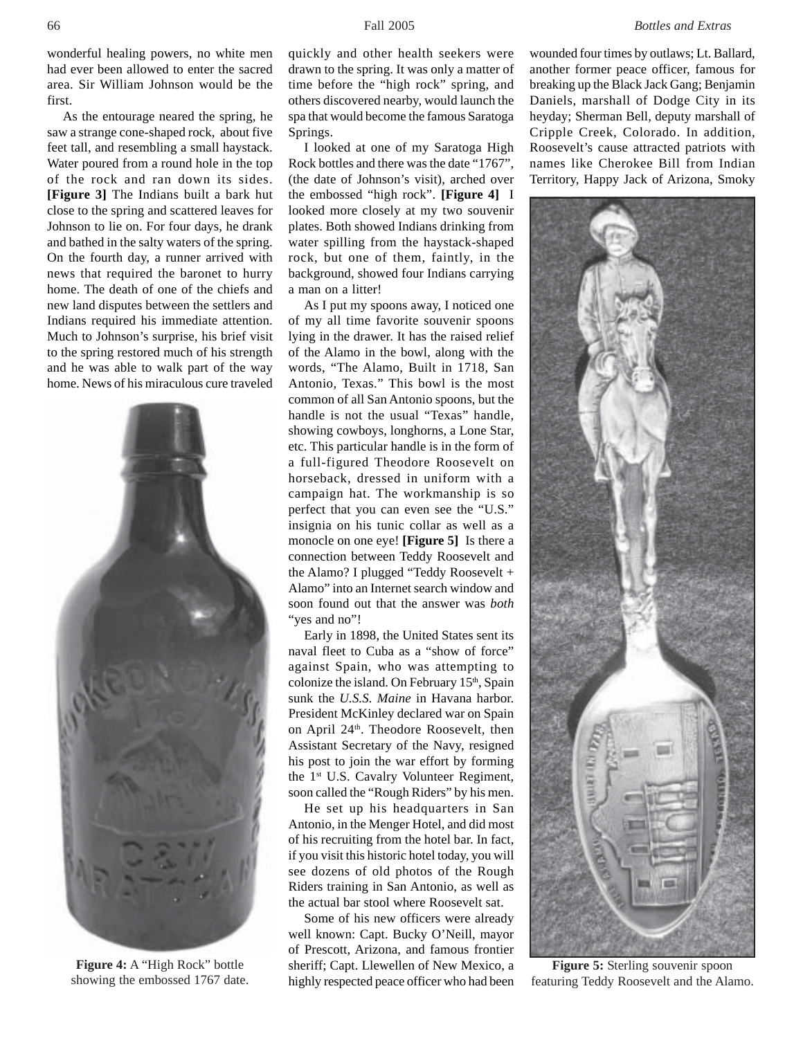wonderful healing powers, no white men had ever been allowed to enter the sacred area. Sir William Johnson would be the first.

As the entourage neared the spring, he saw a strange cone-shaped rock, about five feet tall, and resembling a small haystack. Water poured from a round hole in the top of the rock and ran down its sides. **[Figure 3]** The Indians built a bark hut close to the spring and scattered leaves for Johnson to lie on. For four days, he drank and bathed in the salty waters of the spring. On the fourth day, a runner arrived with news that required the baronet to hurry home. The death of one of the chiefs and new land disputes between the settlers and Indians required his immediate attention. Much to Johnson's surprise, his brief visit to the spring restored much of his strength and he was able to walk part of the way home. News of his miraculous cure traveled quickly and other health seekers were drawn to the spring. It was only a matter of time before the "high rock" spring, and others discovered nearby, would launch the spa that would become the famous Saratoga Springs.

**Figure 4:** A "High Rock" bottle showing the embossed 1767 date.

I looked at one of my Saratoga High Rock bottles and there was the date "1767", (the date of Johnson's visit), arched over the embossed "high rock". **[Figure 4]** I looked more closely at my two souvenir plates. Both showed Indians drinking from water spilling from the haystack-shaped rock, but one of them, faintly, in the background, showed four Indians carrying a man on a litter!

As I put my spoons away, I noticed one of my all time favorite souvenir spoons lying in the drawer. It has the raised relief of the Alamo in the bowl, along with the words, "The Alamo, Built in 1718, San Antonio, Texas." This bowl is the most common of all San Antonio spoons, but the handle is not the usual "Texas" handle, showing cowboys, longhorns, a Lone Star, etc. This particular handle is in the form of a full-figured Theodore Roosevelt on horseback, dressed in uniform with a campaign hat. The workmanship is so perfect that you can even see the "U.S." insignia on his tunic collar as well as a monocle on one eye! **[Figure 5]** Is there a connection between Teddy Roosevelt and the Alamo? I plugged "Teddy Roosevelt + Alamo" into an Internet search window and soon found out that the answer was *both* "yes and no"!

Early in 1898, the United States sent its naval fleet to Cuba as a "show of force" against Spain, who was attempting to colonize the island. On February 15th, Spain sunk the *U.S.S. Maine* in Havana harbor. President McKinley declared war on Spain on April 24th. Theodore Roosevelt, then Assistant Secretary of the Navy, resigned his post to join the war effort by forming the 1st U.S. Cavalry Volunteer Regiment, soon called the "Rough Riders" by his men.

He set up his headquarters in San Antonio, in the Menger Hotel, and did most of his recruiting from the hotel bar. In fact, if you visit this historic hotel today, you will see dozens of old photos of the Rough Riders training in San Antonio, as well as the actual bar stool where Roosevelt sat.

Some of his new officers were already well known: Capt. Bucky O'Neill, mayor of Prescott, Arizona, and famous frontier sheriff; Capt. Llewellen of New Mexico, a highly respected peace officer who had been wounded four times by outlaws; Lt. Ballard, another former peace officer, famous for breaking up the Black Jack Gang; Benjamin Daniels, marshall of Dodge City in its heyday; Sherman Bell, deputy marshall of Cripple Creek, Colorado. In addition, Roosevelt's cause attracted patriots with names like Cherokee Bill from Indian Territory, Happy Jack of Arizona, Smoky

**Figure 5:** Sterling souvenir spoon featuring Teddy Roosevelt and the Alamo.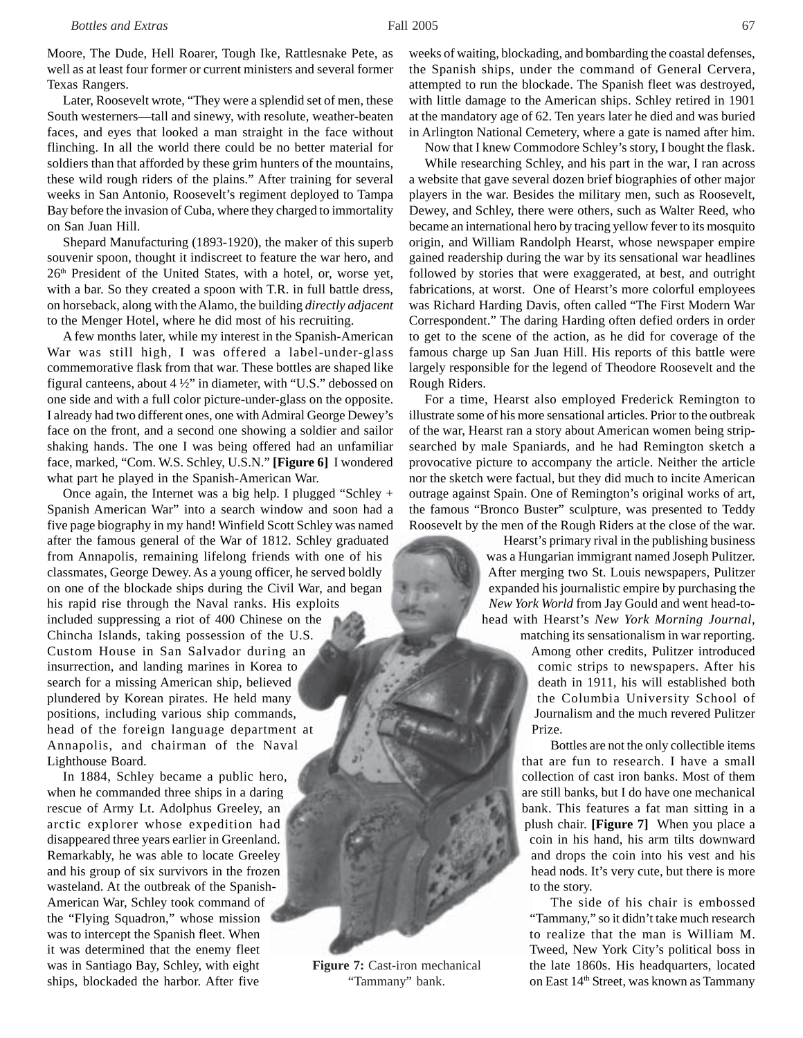Moore, The Dude, Hell Roarer, Tough Ike, Rattlesnake Pete, as well as at least four former or current ministers and several former Texas Rangers.

Later, Roosevelt wrote, "They were a splendid set of men, these South westerners—tall and sinewy, with resolute, weather-beaten faces, and eyes that looked a man straight in the face without flinching. In all the world there could be no better material for soldiers than that afforded by these grim hunters of the mountains, these wild rough riders of the plains." After training for several weeks in San Antonio, Roosevelt's regiment deployed to Tampa Bay before the invasion of Cuba, where they charged to immortality on San Juan Hill.

Shepard Manufacturing (1893-1920), the maker of this superb souvenir spoon, thought it indiscreet to feature the war hero, and 26th President of the United States, with a hotel, or, worse yet, with a bar. So they created a spoon with T.R. in full battle dress, on horseback, along with the Alamo, the building *directly adjacent* to the Menger Hotel, where he did most of his recruiting.

A few months later, while my interest in the Spanish-American War was still high, I was offered a label-under-glass commemorative flask from that war. These bottles are shaped like figural canteens, about 4 ½" in diameter, with "U.S." debossed on one side and with a full color picture-under-glass on the opposite. I already had two different ones, one with Admiral George Dewey's face on the front, and a second one showing a soldier and sailor shaking hands. The one I was being offered had an unfamiliar face, marked, "Com. W.S. Schley, U.S.N." **[Figure 6]** I wondered what part he played in the Spanish-American War.

Once again, the Internet was a big help. I plugged "Schley + Spanish American War" into a search window and soon had a five page biography in my hand! Winfield Scott Schley was named after the famous general of the War of 1812. Schley graduated from Annapolis, remaining lifelong friends with one of his classmates, George Dewey. As a young officer, he served boldly on one of the blockade ships during the Civil War, and began his rapid rise through the Naval ranks. His exploits included suppressing a riot of 400 Chinese on the Chincha Islands, taking possession of the U.S. Custom House in San Salvador during an insurrection, and landing marines in Korea to search for a missing American ship, believed plundered by Korean pirates. He held many positions, including various ship commands, head of the foreign language department at Annapolis, and chairman of the Naval Lighthouse Board.

In 1884, Schley became a public hero, when he commanded three ships in a daring rescue of Army Lt. Adolphus Greeley, an arctic explorer whose expedition had disappeared three years earlier in Greenland. Remarkably, he was able to locate Greeley and his group of six survivors in the frozen wasteland. At the outbreak of the Spanish-American War, Schley took command of the "Flying Squadron," whose mission was to intercept the Spanish fleet. When it was determined that the enemy fleet was in Santiago Bay, Schley, with eight ships, blockaded the harbor. After five weeks of waiting, blockading, and bombarding the coastal defenses, the Spanish ships, under the command of General Cervera, attempted to run the blockade. The Spanish fleet was destroyed, with little damage to the American ships. Schley retired in 1901 at the mandatory age of 62. Ten years later he died and was buried in Arlington National Cemetery, where a gate is named after him.

Now that I knew Commodore Schley's story, I bought the flask.

While researching Schley, and his part in the war, I ran across a website that gave several dozen brief biographies of other major players in the war. Besides the military men, such as Roosevelt, Dewey, and Schley, there were others, such as Walter Reed, who became an international hero by tracing yellow fever to its mosquito origin, and William Randolph Hearst, whose newspaper empire gained readership during the war by its sensational war headlines followed by stories that were exaggerated, at best, and outright fabrications, at worst. One of Hearst's more colorful employees was Richard Harding Davis, often called "The First Modern War Correspondent." The daring Harding often defied orders in order to get to the scene of the action, as he did for coverage of the famous charge up San Juan Hill. His reports of this battle were largely responsible for the legend of Theodore Roosevelt and the Rough Riders.

For a time, Hearst also employed Frederick Remington to illustrate some of his more sensational articles. Prior to the outbreak of the war, Hearst ran a story about American women being strip-searched by male Spaniards, and he had Remington sketch a provocative picture to accompany the article. Neither the article nor the sketch were factual, but they did much to incite American outrage against Spain. One of Remington's original works of art, the famous "Bronco Buster" sculpture, was presented to Teddy Roosevelt by the men of the Rough Riders at the close of the war.

Hearst's primary rival in the publishing business was a Hungarian immigrant named Joseph Pulitzer. After merging two St. Louis newspapers, Pulitzer expanded his journalistic empire by purchasing the *New York World* from Jay Gould and went head-to-head with Hearst's *New York Morning Journal*, matching its sensationalism in war reporting. Among other credits, Pulitzer introduced comic strips to newspapers. After his death in 1911, his will established both the Columbia University School of Journalism and the much revered Pulitzer Prize.

Bottles are not the only collectible items that are fun to research. I have a small collection of cast iron banks. Most of them are still banks, but I do have one mechanical bank. This features a fat man sitting in a plush chair. **[Figure 7]** When you place a coin in his hand, his arm tilts downward and drops the coin into his vest and his head nods. It's very cute, but there is more to the story.

**Figure 7:** Cast-iron mechanical "Tammany" bank.

The side of his chair is embossed "Tammany," so it didn't take much research to realize that the man is William M. Tweed, New York City's political boss in the late 1860s. His headquarters, located on East 14th Street, was known as Tammany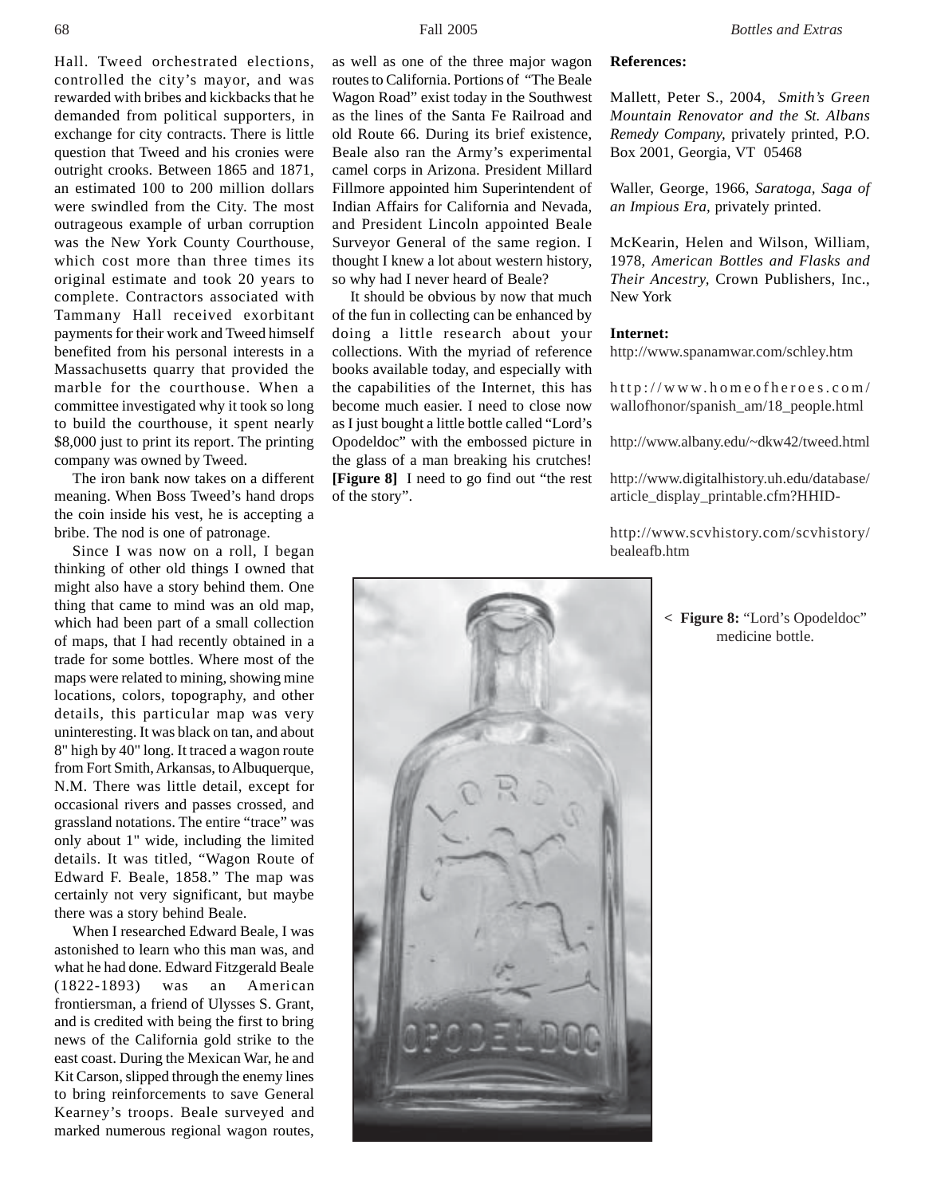Hall. Tweed orchestrated elections, controlled the city's mayor, and was rewarded with bribes and kickbacks that he demanded from political supporters, in exchange for city contracts. There is little question that Tweed and his cronies were outright crooks. Between 1865 and 1871, an estimated 100 to 200 million dollars were swindled from the City. The most outrageous example of urban corruption was the New York County Courthouse, which cost more than three times its original estimate and took 20 years to complete. Contractors associated with Tammany Hall received exorbitant payments for their work and Tweed himself benefited from his personal interests in a Massachusetts quarry that provided the marble for the courthouse. When a committee investigated why it took so long to build the courthouse, it spent nearly $8,000 just to print its report. The printing company was owned by Tweed.

The iron bank now takes on a different meaning. When Boss Tweed's hand drops the coin inside his vest, he is accepting a bribe. The nod is one of patronage.

Since I was now on a roll, I began thinking of other old things I owned that might also have a story behind them. One thing that came to mind was an old map, which had been part of a small collection of maps, that I had recently obtained in a trade for some bottles. Where most of the maps were related to mining, showing mine locations, colors, topography, and other details, this particular map was very uninteresting. It was black on tan, and about 8" high by 40" long. It traced a wagon route from Fort Smith, Arkansas, to Albuquerque, N.M. There was little detail, except for occasional rivers and passes crossed, and grassland notations. The entire "trace" was only about 1" wide, including the limited details. It was titled, "Wagon Route of Edward F. Beale, 1858." The map was certainly not very significant, but maybe there was a story behind Beale.

When I researched Edward Beale, I was astonished to learn who this man was, and what he had done. Edward Fitzgerald Beale (1822-1893) was an American frontiersman, a friend of Ulysses S. Grant, and is credited with being the first to bring news of the California gold strike to the east coast. During the Mexican War, he and Kit Carson, slipped through the enemy lines to bring reinforcements to save General Kearney's troops. Beale surveyed and marked numerous regional wagon routes, as well as one of the three major wagon routes to California. Portions of "The Beale Wagon Road" exist today in the Southwest as the lines of the Santa Fe Railroad and old Route 66. During its brief existence, Beale also ran the Army's experimental camel corps in Arizona. President Millard Fillmore appointed him Superintendent of Indian Affairs for California and Nevada, and President Lincoln appointed Beale Surveyor General of the same region. I thought I knew a lot about western history, so why had I never heard of Beale?

It should be obvious by now that much of the fun in collecting can be enhanced by doing a little research about your collections. With the myriad of reference books available today, and especially with the capabilities of the Internet, this has become much easier. I need to close now as I just bought a little bottle called "Lord's Opodeldoc" with the embossed picture in the glass of a man breaking his crutches! **[Figure 8]** I need to go find out "the rest of the story".

**References:**

Mallett, Peter S., 2004, *Smith's Green Mountain Renovator and the St. Albans Remedy Company*, privately printed, P.O. Box 2001, Georgia, VT 05468

Waller, George, 1966, *Saratoga, Saga of an Impious Era*, privately printed.

McKearin, Helen and Wilson, William, 1978, *American Bottles and Flasks and Their Ancestry*, Crown Publishers, Inc., New York

**Internet:**

http://www.spanamwar.com/schley.htm

http://www.homeofheroes.com/wallofhonor/spanish_am/18_people.html

http://www.albany.edu/~dkw42/tweed.html

http://www.digitalhistory.uh.edu/database/article_display_printable.cfm?HHID-

http://www.scvhistory.com/scvhistory/bealeafb.htm

< **Figure 8:** "Lord's Opodeldoc" medicine bottle.